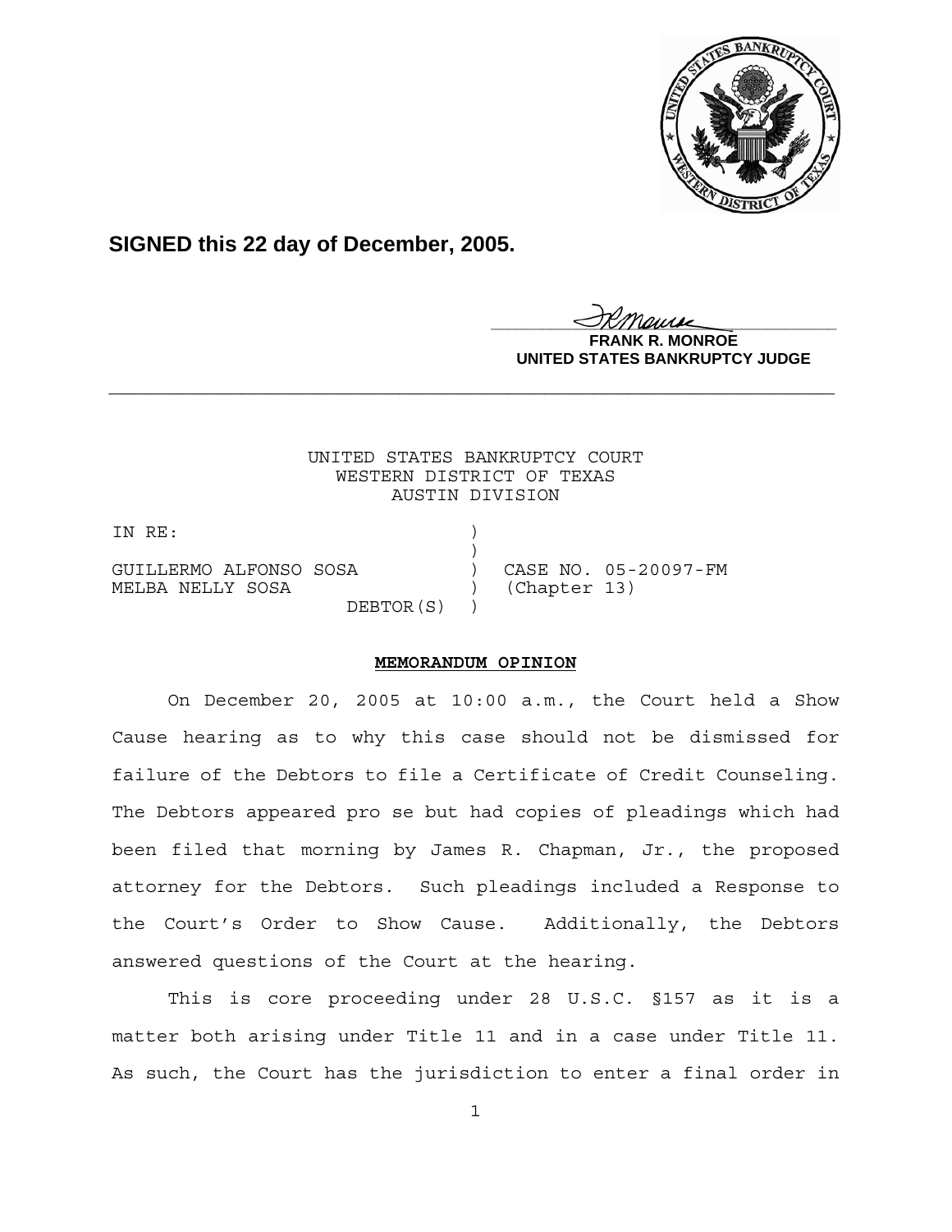**SIGNED this 22 day of December, 2005.**

**FRANK R. MONROE**
**UNITED STATES BANKRUPTCY JUDGE**

---

UNITED STATES BANKRUPTCY COURT
WESTERN DISTRICT OF TEXAS
AUSTIN DIVISION

| | | |
|---|---|---|
| IN RE: | ) | |
| | ) | |
| GUILLERMO ALFONSO SOSA | ) | CASE NO. 05-20097-FM |
| MELBA NELLY SOSA | ) | (Chapter 13) |
| DEBTOR(S) | ) | |

**MEMORANDUM OPINION**

On December 20, 2005 at 10:00 a.m., the Court held a Show Cause hearing as to why this case should not be dismissed for failure of the Debtors to file a Certificate of Credit Counseling. The Debtors appeared pro se but had copies of pleadings which had been filed that morning by James R. Chapman, Jr., the proposed attorney for the Debtors. Such pleadings included a Response to the Court's Order to Show Cause. Additionally, the Debtors answered questions of the Court at the hearing.

This is core proceeding under 28 U.S.C. §157 as it is a matter both arising under Title 11 and in a case under Title 11. As such, the Court has the jurisdiction to enter a final order in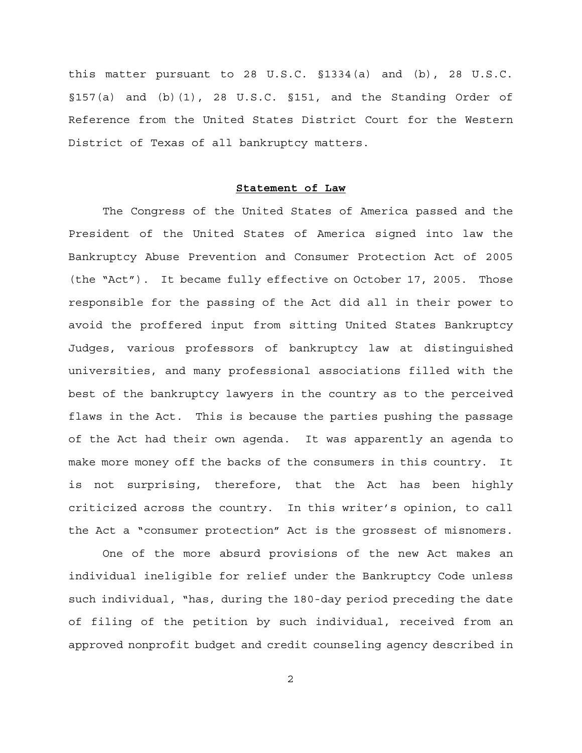this matter pursuant to 28 U.S.C. §1334(a) and (b), 28 U.S.C. §157(a) and (b)(1), 28 U.S.C. §151, and the Standing Order of Reference from the United States District Court for the Western District of Texas of all bankruptcy matters.

**Statement of Law**

The Congress of the United States of America passed and the President of the United States of America signed into law the Bankruptcy Abuse Prevention and Consumer Protection Act of 2005 (the "Act"). It became fully effective on October 17, 2005. Those responsible for the passing of the Act did all in their power to avoid the proffered input from sitting United States Bankruptcy Judges, various professors of bankruptcy law at distinguished universities, and many professional associations filled with the best of the bankruptcy lawyers in the country as to the perceived flaws in the Act. This is because the parties pushing the passage of the Act had their own agenda. It was apparently an agenda to make more money off the backs of the consumers in this country. It is not surprising, therefore, that the Act has been highly criticized across the country. In this writer's opinion, to call the Act a "consumer protection" Act is the grossest of misnomers.

One of the more absurd provisions of the new Act makes an individual ineligible for relief under the Bankruptcy Code unless such individual, "has, during the 180-day period preceding the date of filing of the petition by such individual, received from an approved nonprofit budget and credit counseling agency described in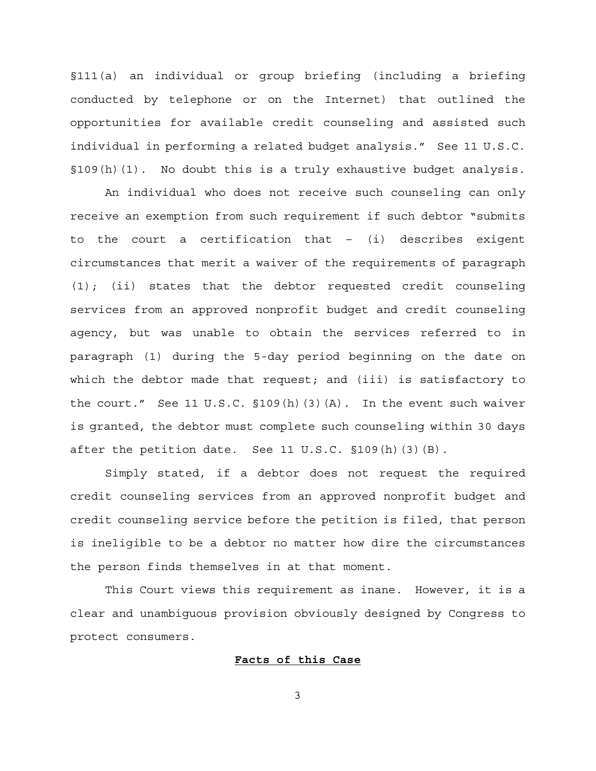§111(a) an individual or group briefing (including a briefing conducted by telephone or on the Internet) that outlined the opportunities for available credit counseling and assisted such individual in performing a related budget analysis." See 11 U.S.C. §109(h)(1). No doubt this is a truly exhaustive budget analysis.

An individual who does not receive such counseling can only receive an exemption from such requirement if such debtor "submits to the court a certification that – (i) describes exigent circumstances that merit a waiver of the requirements of paragraph (1); (ii) states that the debtor requested credit counseling services from an approved nonprofit budget and credit counseling agency, but was unable to obtain the services referred to in paragraph (1) during the 5-day period beginning on the date on which the debtor made that request; and (iii) is satisfactory to the court." See 11 U.S.C. §109(h)(3)(A). In the event such waiver is granted, the debtor must complete such counseling within 30 days after the petition date. See 11 U.S.C. §109(h)(3)(B).

Simply stated, if a debtor does not request the required credit counseling services from an approved nonprofit budget and credit counseling service before the petition is filed, that person is ineligible to be a debtor no matter how dire the circumstances the person finds themselves in at that moment.

This Court views this requirement as inane. However, it is a clear and unambiguous provision obviously designed by Congress to protect consumers.

**Facts of this Case**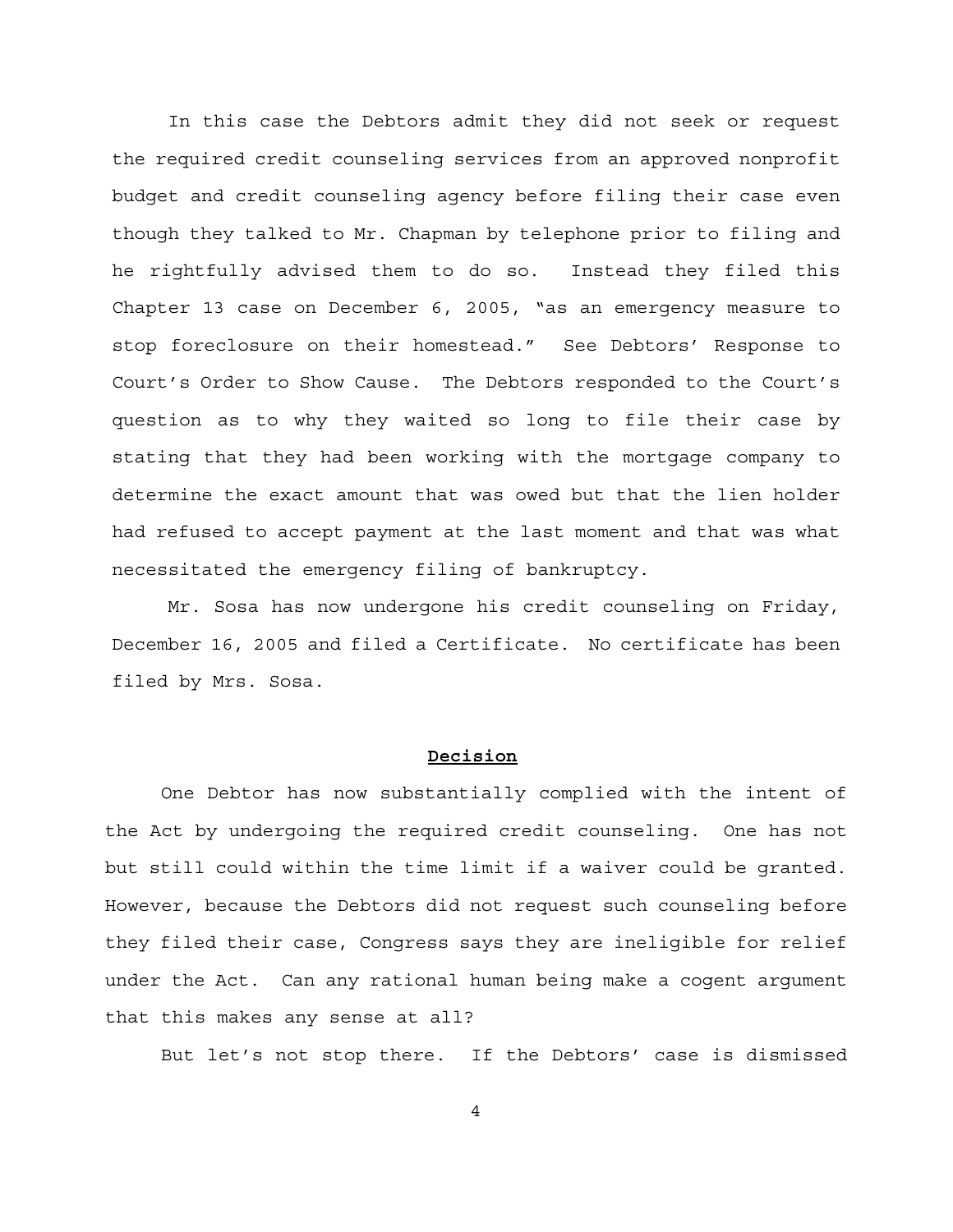In this case the Debtors admit they did not seek or request the required credit counseling services from an approved nonprofit budget and credit counseling agency before filing their case even though they talked to Mr. Chapman by telephone prior to filing and he rightfully advised them to do so. Instead they filed this Chapter 13 case on December 6, 2005, "as an emergency measure to stop foreclosure on their homestead." See Debtors' Response to Court's Order to Show Cause. The Debtors responded to the Court's question as to why they waited so long to file their case by stating that they had been working with the mortgage company to determine the exact amount that was owed but that the lien holder had refused to accept payment at the last moment and that was what necessitated the emergency filing of bankruptcy.

Mr. Sosa has now undergone his credit counseling on Friday, December 16, 2005 and filed a Certificate. No certificate has been filed by Mrs. Sosa.

## **Decision**

One Debtor has now substantially complied with the intent of the Act by undergoing the required credit counseling. One has not but still could within the time limit if a waiver could be granted. However, because the Debtors did not request such counseling before they filed their case, Congress says they are ineligible for relief under the Act. Can any rational human being make a cogent argument that this makes any sense at all?

But let's not stop there. If the Debtors' case is dismissed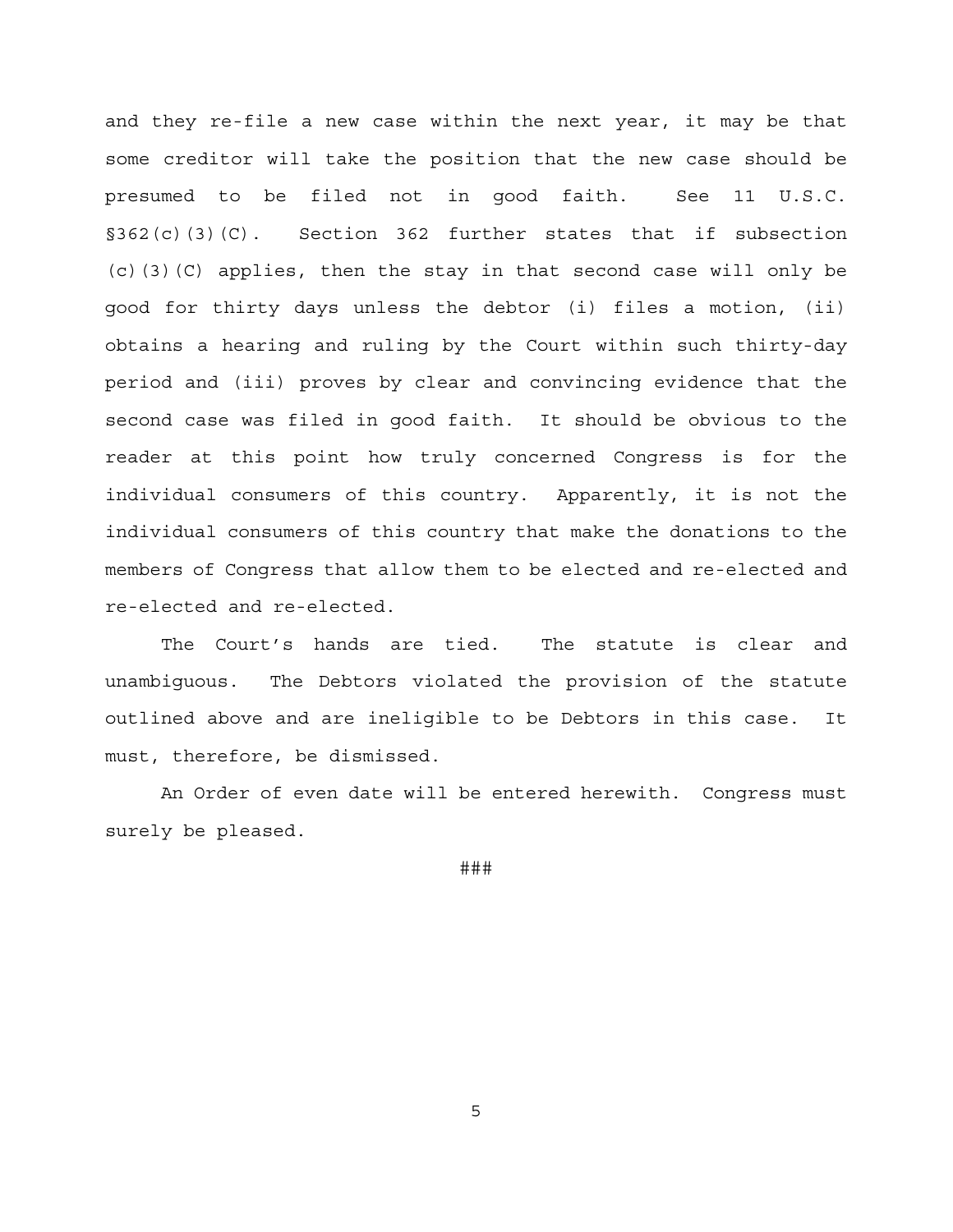and they re-file a new case within the next year, it may be that some creditor will take the position that the new case should be presumed to be filed not in good faith. See 11 U.S.C. §362(c)(3)(C). Section 362 further states that if subsection (c)(3)(C) applies, then the stay in that second case will only be good for thirty days unless the debtor (i) files a motion, (ii) obtains a hearing and ruling by the Court within such thirty-day period and (iii) proves by clear and convincing evidence that the second case was filed in good faith. It should be obvious to the reader at this point how truly concerned Congress is for the individual consumers of this country. Apparently, it is not the individual consumers of this country that make the donations to the members of Congress that allow them to be elected and re-elected and re-elected and re-elected.

The Court's hands are tied. The statute is clear and unambiguous. The Debtors violated the provision of the statute outlined above and are ineligible to be Debtors in this case. It must, therefore, be dismissed.

An Order of even date will be entered herewith. Congress must surely be pleased.

###